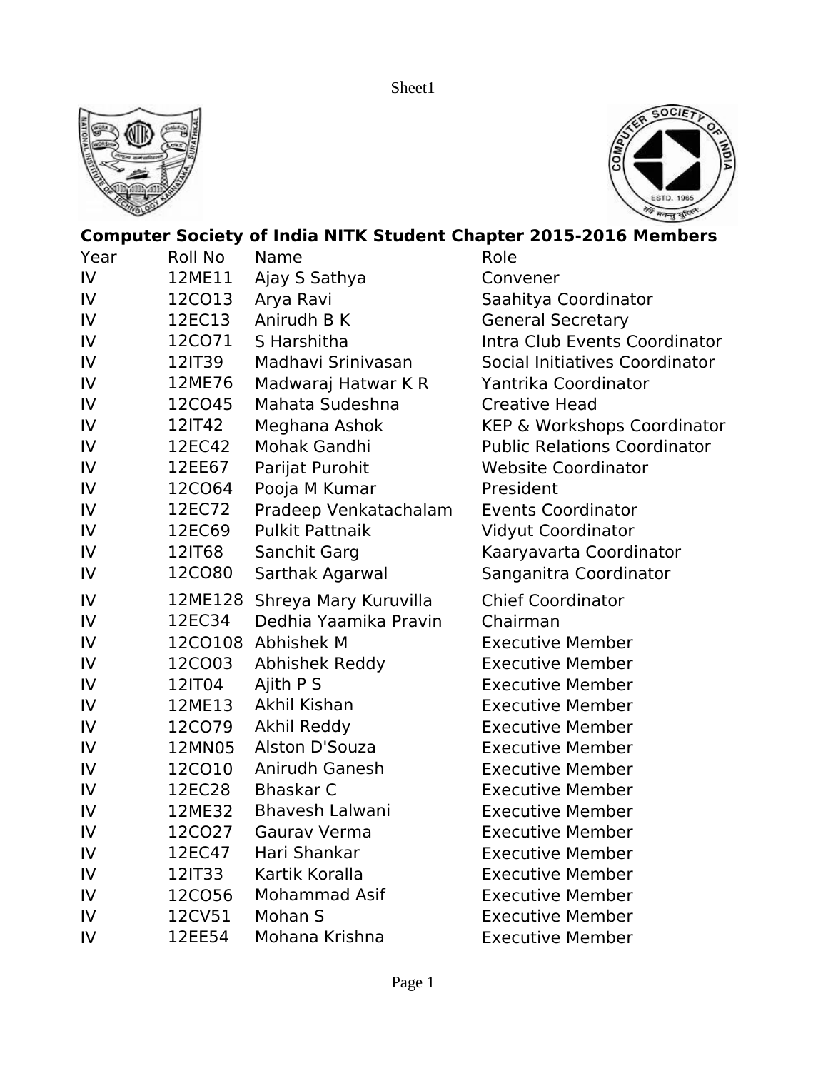## Computer Society of India NITK Student Chapter 2015-2016 Members

| Year | Roll No | Name | Role |
|---|---|---|---|
| IV | 12ME11 | Ajay S Sathya | Convener |
| IV | 12CO13 | Arya Ravi | Saahitya Coordinator |
| IV | 12EC13 | Anirudh B K | General Secretary |
| IV | 12CO71 | S Harshitha | Intra Club Events Coordinator |
| IV | 12IT39 | Madhavi Srinivasan | Social Initiatives Coordinator |
| IV | 12ME76 | Madwaraj Hatwar K R | Yantrika Coordinator |
| IV | 12CO45 | Mahata Sudeshna | Creative Head |
| IV | 12IT42 | Meghana Ashok | KEP & Workshops Coordinator |
| IV | 12EC42 | Mohak Gandhi | Public Relations Coordinator |
| IV | 12EE67 | Parijat Purohit | Website Coordinator |
| IV | 12CO64 | Pooja M Kumar | President |
| IV | 12EC72 | Pradeep Venkatachalam | Events Coordinator |
| IV | 12EC69 | Pulkit Pattnaik | Vidyut Coordinator |
| IV | 12IT68 | Sanchit Garg | Kaaryavarta Coordinator |
| IV | 12CO80 | Sarthak Agarwal | Sanganitra Coordinator |
| IV | 12ME128 | Shreya Mary Kuruvilla | Chief Coordinator |
| IV | 12EC34 | Dedhia Yaamika Pravin | Chairman |
| IV | 12CO108 | Abhishek M | Executive Member |
| IV | 12CO03 | Abhishek Reddy | Executive Member |
| IV | 12IT04 | Ajith P S | Executive Member |
| IV | 12ME13 | Akhil Kishan | Executive Member |
| IV | 12CO79 | Akhil Reddy | Executive Member |
| IV | 12MN05 | Alston D'Souza | Executive Member |
| IV | 12CO10 | Anirudh Ganesh | Executive Member |
| IV | 12EC28 | Bhaskar C | Executive Member |
| IV | 12ME32 | Bhavesh Lalwani | Executive Member |
| IV | 12CO27 | Gaurav Verma | Executive Member |
| IV | 12EC47 | Hari Shankar | Executive Member |
| IV | 12IT33 | Kartik Koralla | Executive Member |
| IV | 12CO56 | Mohammad Asif | Executive Member |
| IV | 12CV51 | Mohan S | Executive Member |
| IV | 12EE54 | Mohana Krishna | Executive Member |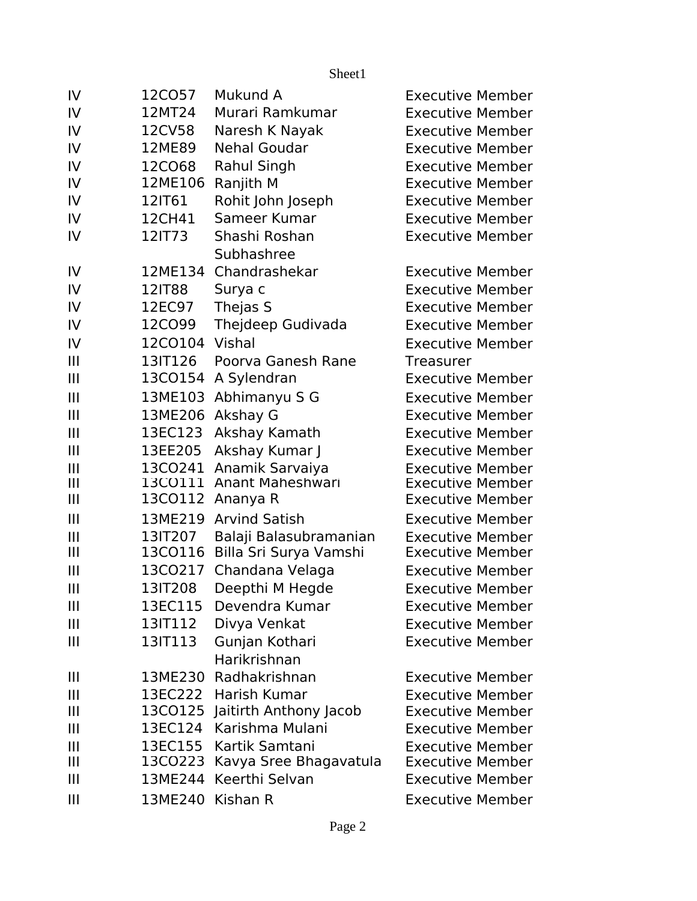| | | | |
|---|---|---|---|
| IV | 12CO57 | Mukund A | Executive Member |
| IV | 12MT24 | Murari Ramkumar | Executive Member |
| IV | 12CV58 | Naresh K Nayak | Executive Member |
| IV | 12ME89 | Nehal Goudar | Executive Member |
| IV | 12CO68 | Rahul Singh | Executive Member |
| IV | 12ME106 | Ranjith M | Executive Member |
| IV | 12IT61 | Rohit John Joseph | Executive Member |
| IV | 12CH41 | Sameer Kumar | Executive Member |
| IV | 12IT73 | Shashi Roshan | Executive Member |
| IV | 12ME134 | Subhashree Chandrashekar | Executive Member |
| IV | 12IT88 | Surya c | Executive Member |
| IV | 12EC97 | Thejas S | Executive Member |
| IV | 12CO99 | Thejdeep Gudivada | Executive Member |
| IV | 12CO104 | Vishal | Executive Member |
| III | 13IT126 | Poorva Ganesh Rane | Treasurer |
| III | 13CO154 | A Sylendran | Executive Member |
| III | 13ME103 | Abhimanyu S G | Executive Member |
| III | 13ME206 | Akshay G | Executive Member |
| III | 13EC123 | Akshay Kamath | Executive Member |
| III | 13EE205 | Akshay Kumar J | Executive Member |
| III | 13CO241 | Anamik Sarvaiya | Executive Member |
| III | 13CO111 | Anant Maheshwari | Executive Member |
| III | 13CO112 | Ananya R | Executive Member |
| III | 13ME219 | Arvind Satish | Executive Member |
| III | 13IT207 | Balaji Balasubramanian | Executive Member |
| III | 13CO116 | Billa Sri Surya Vamshi | Executive Member |
| III | 13CO217 | Chandana Velaga | Executive Member |
| III | 13IT208 | Deepthi M Hegde | Executive Member |
| III | 13EC115 | Devendra Kumar | Executive Member |
| III | 13IT112 | Divya Venkat | Executive Member |
| III | 13IT113 | Gunjan Kothari | Executive Member |
| III | 13ME230 | Harikrishnan Radhakrishnan | Executive Member |
| III | 13EC222 | Harish Kumar | Executive Member |
| III | 13CO125 | Jaitirth Anthony Jacob | Executive Member |
| III | 13EC124 | Karishma Mulani | Executive Member |
| III | 13EC155 | Kartik Samtani | Executive Member |
| III | 13CO223 | Kavya Sree Bhagavatula | Executive Member |
| III | 13ME244 | Keerthi Selvan | Executive Member |
| III | 13ME240 | Kishan R | Executive Member |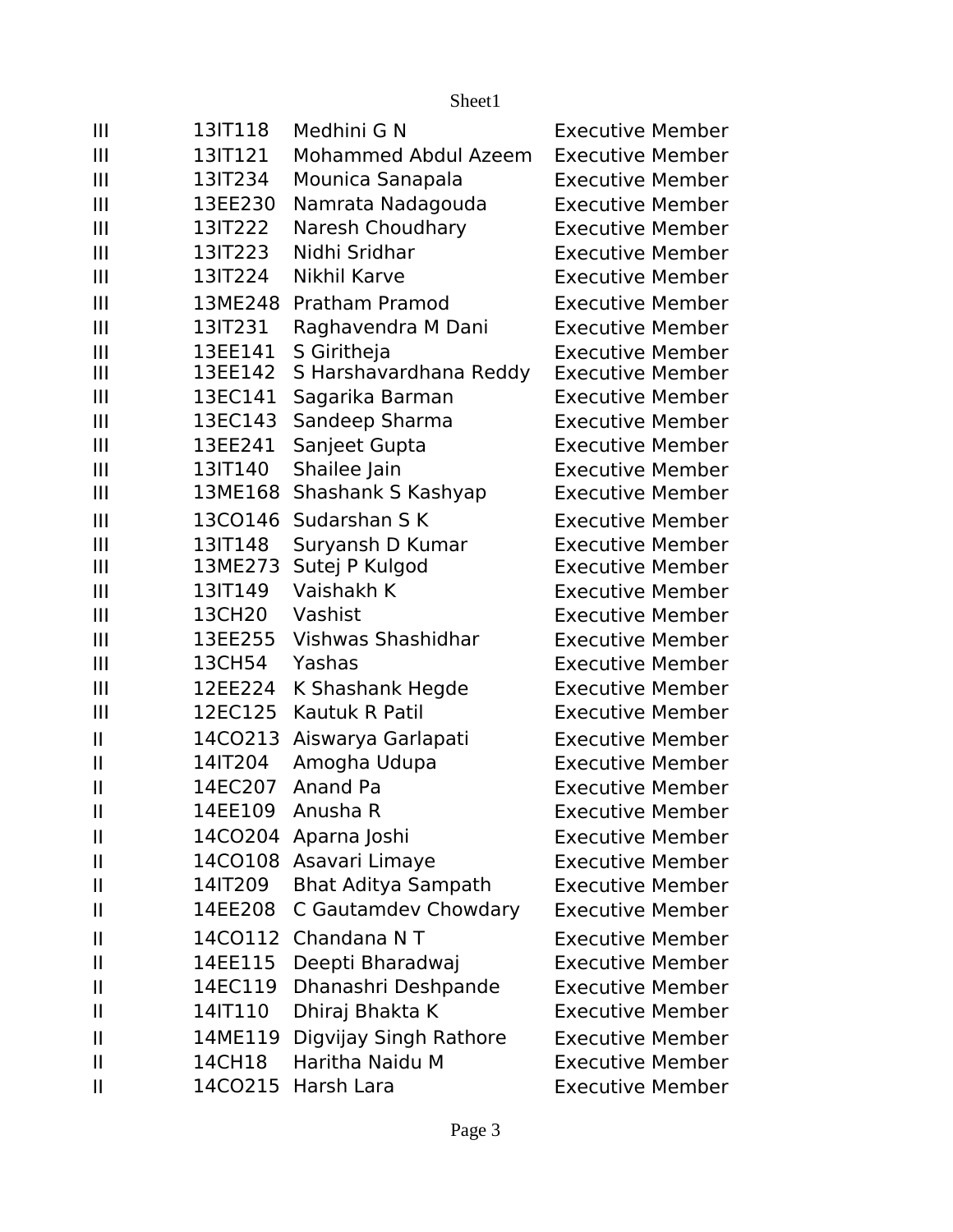| | | | |
|---|---|---|---|
| III | 13IT118 | Medhini G N | Executive Member |
| III | 13IT121 | Mohammed Abdul Azeem | Executive Member |
| III | 13IT234 | Mounica Sanapala | Executive Member |
| III | 13EE230 | Namrata Nadagouda | Executive Member |
| III | 13IT222 | Naresh Choudhary | Executive Member |
| III | 13IT223 | Nidhi Sridhar | Executive Member |
| III | 13IT224 | Nikhil Karve | Executive Member |
| III | 13ME248 | Pratham Pramod | Executive Member |
| III | 13IT231 | Raghavendra M Dani | Executive Member |
| III | 13EE141 | S Giritheja | Executive Member |
| III | 13EE142 | S Harshavardhana Reddy | Executive Member |
| III | 13EC141 | Sagarika Barman | Executive Member |
| III | 13EC143 | Sandeep Sharma | Executive Member |
| III | 13EE241 | Sanjeet Gupta | Executive Member |
| III | 13IT140 | Shailee Jain | Executive Member |
| III | 13ME168 | Shashank S Kashyap | Executive Member |
| III | 13CO146 | Sudarshan S K | Executive Member |
| III | 13IT148 | Suryansh D Kumar | Executive Member |
| III | 13ME273 | Sutej P Kulgod | Executive Member |
| III | 13IT149 | Vaishakh K | Executive Member |
| III | 13CH20 | Vashist | Executive Member |
| III | 13EE255 | Vishwas Shashidhar | Executive Member |
| III | 13CH54 | Yashas | Executive Member |
| III | 12EE224 | K Shashank Hegde | Executive Member |
| III | 12EC125 | Kautuk R Patil | Executive Member |
| II | 14CO213 | Aiswarya Garlapati | Executive Member |
| II | 14IT204 | Amogha Udupa | Executive Member |
| II | 14EC207 | Anand Pa | Executive Member |
| II | 14EE109 | Anusha R | Executive Member |
| II | 14CO204 | Aparna Joshi | Executive Member |
| II | 14CO108 | Asavari Limaye | Executive Member |
| II | 14IT209 | Bhat Aditya Sampath | Executive Member |
| II | 14EE208 | C Gautamdev Chowdary | Executive Member |
| II | 14CO112 | Chandana N T | Executive Member |
| II | 14EE115 | Deepti Bharadwaj | Executive Member |
| II | 14EC119 | Dhanashri Deshpande | Executive Member |
| II | 14IT110 | Dhiraj Bhakta K | Executive Member |
| II | 14ME119 | Digvijay Singh Rathore | Executive Member |
| II | 14CH18 | Haritha Naidu M | Executive Member |
| II | 14CO215 | Harsh Lara | Executive Member |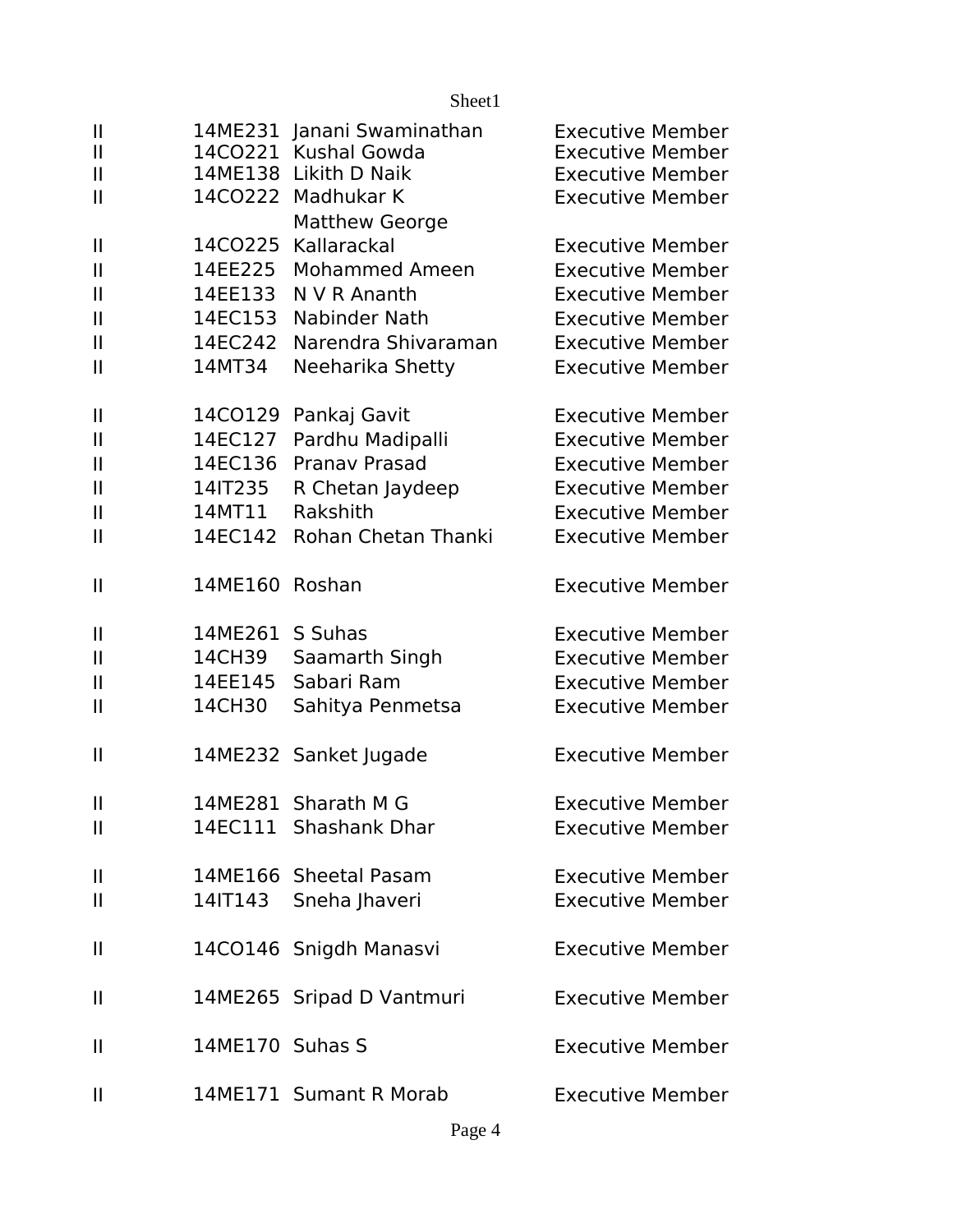| | | | |
|---|---|---|---|
| II | 14ME231 | Janani Swaminathan | Executive Member |
| II | 14CO221 | Kushal Gowda | Executive Member |
| II | 14ME138 | Likith D Naik | Executive Member |
| II | 14CO222 | Madhukar K | Executive Member |
| II | 14CO225 | Matthew George Kallarackal | Executive Member |
| II | 14EE225 | Mohammed Ameen | Executive Member |
| II | 14EE133 | N V R Ananth | Executive Member |
| II | 14EC153 | Nabinder Nath | Executive Member |
| II | 14EC242 | Narendra Shivaraman | Executive Member |
| II | 14MT34 | Neeharika Shetty | Executive Member |
| II | 14CO129 | Pankaj Gavit | Executive Member |
| II | 14EC127 | Pardhu Madipalli | Executive Member |
| II | 14EC136 | Pranav Prasad | Executive Member |
| II | 14IT235 | R Chetan Jaydeep | Executive Member |
| II | 14MT11 | Rakshith | Executive Member |
| II | 14EC142 | Rohan Chetan Thanki | Executive Member |
| II | 14ME160 | Roshan | Executive Member |
| II | 14ME261 | S Suhas | Executive Member |
| II | 14CH39 | Saamarth Singh | Executive Member |
| II | 14EE145 | Sabari Ram | Executive Member |
| II | 14CH30 | Sahitya Penmetsa | Executive Member |
| II | 14ME232 | Sanket Jugade | Executive Member |
| II | 14ME281 | Sharath M G | Executive Member |
| II | 14EC111 | Shashank Dhar | Executive Member |
| II | 14ME166 | Sheetal Pasam | Executive Member |
| II | 14IT143 | Sneha Jhaveri | Executive Member |
| II | 14CO146 | Snigdh Manasvi | Executive Member |
| II | 14ME265 | Sripad D Vantmuri | Executive Member |
| II | 14ME170 | Suhas S | Executive Member |
| II | 14ME171 | Sumant R Morab | Executive Member |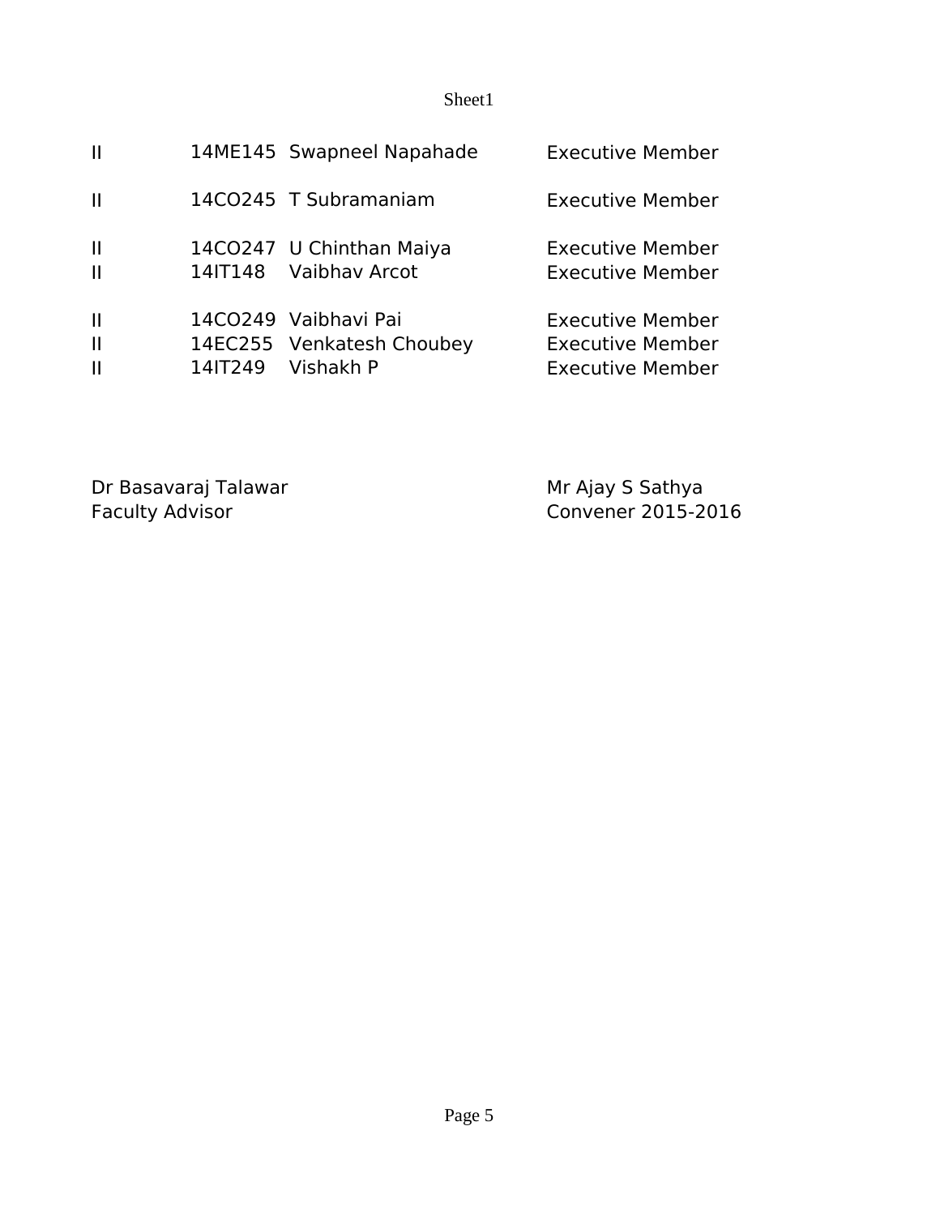| | | | |
|---|---|---|---|
| II | 14ME145 | Swapneel Napahade | Executive Member |
| II | 14CO245 | T Subramaniam | Executive Member |
| II | 14CO247 | U Chinthan Maiya | Executive Member |
| II | 14IT148 | Vaibhav Arcot | Executive Member |
| II | 14CO249 | Vaibhavi Pai | Executive Member |
| II | 14EC255 | Venkatesh Choubey | Executive Member |
| II | 14IT249 | Vishakh P | Executive Member |

Dr Basavaraj Talawar
Faculty Advisor

Mr Ajay S Sathya
Convener 2015-2016